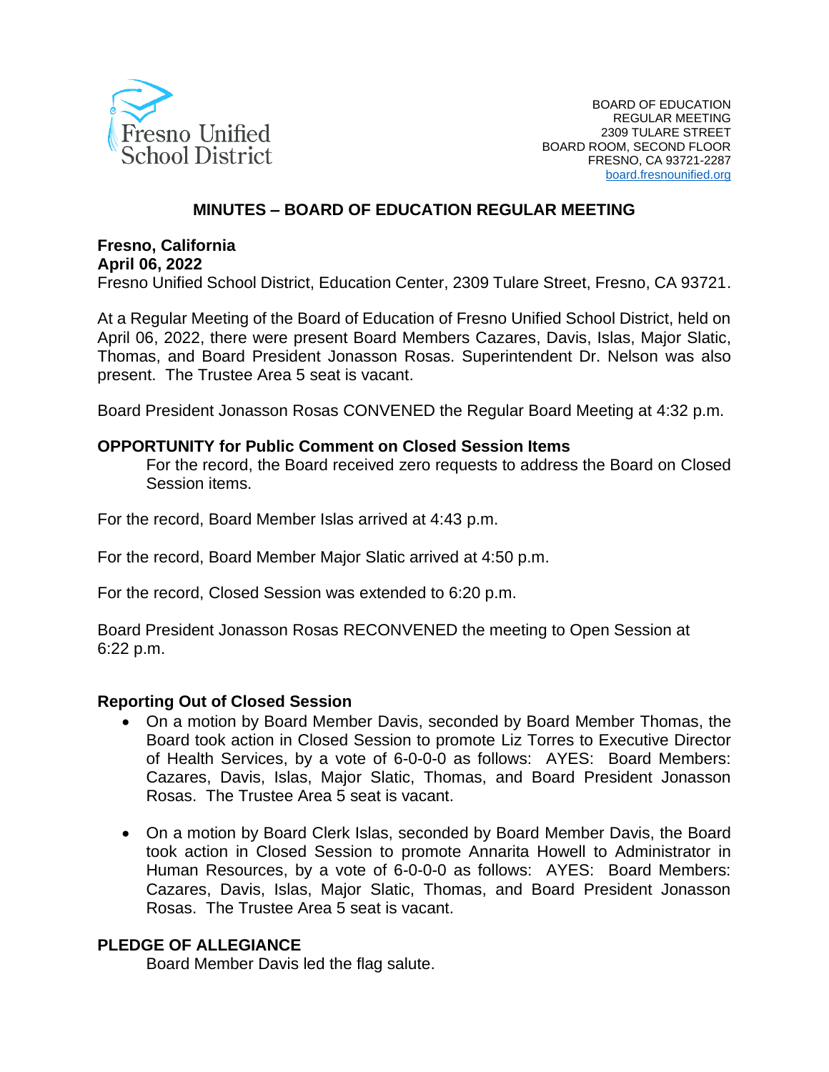BOARD OF EDUCATION
REGULAR MEETING
2309 TULARE STREET
BOARD ROOM, SECOND FLOOR
FRESNO, CA 93721-2287
board.fresnounified.org

# MINUTES – BOARD OF EDUCATION REGULAR MEETING

**Fresno, California**
**April 06, 2022**
Fresno Unified School District, Education Center, 2309 Tulare Street, Fresno, CA 93721.

At a Regular Meeting of the Board of Education of Fresno Unified School District, held on April 06, 2022, there were present Board Members Cazares, Davis, Islas, Major Slatic, Thomas, and Board President Jonasson Rosas. Superintendent Dr. Nelson was also present. The Trustee Area 5 seat is vacant.

Board President Jonasson Rosas CONVENED the Regular Board Meeting at 4:32 p.m.

**OPPORTUNITY for Public Comment on Closed Session Items**

For the record, the Board received zero requests to address the Board on Closed Session items.

For the record, Board Member Islas arrived at 4:43 p.m.

For the record, Board Member Major Slatic arrived at 4:50 p.m.

For the record, Closed Session was extended to 6:20 p.m.

Board President Jonasson Rosas RECONVENED the meeting to Open Session at 6:22 p.m.

**Reporting Out of Closed Session**

- On a motion by Board Member Davis, seconded by Board Member Thomas, the Board took action in Closed Session to promote Liz Torres to Executive Director of Health Services, by a vote of 6-0-0-0 as follows: AYES: Board Members: Cazares, Davis, Islas, Major Slatic, Thomas, and Board President Jonasson Rosas. The Trustee Area 5 seat is vacant.

- On a motion by Board Clerk Islas, seconded by Board Member Davis, the Board took action in Closed Session to promote Annarita Howell to Administrator in Human Resources, by a vote of 6-0-0-0 as follows: AYES: Board Members: Cazares, Davis, Islas, Major Slatic, Thomas, and Board President Jonasson Rosas. The Trustee Area 5 seat is vacant.

**PLEDGE OF ALLEGIANCE**

Board Member Davis led the flag salute.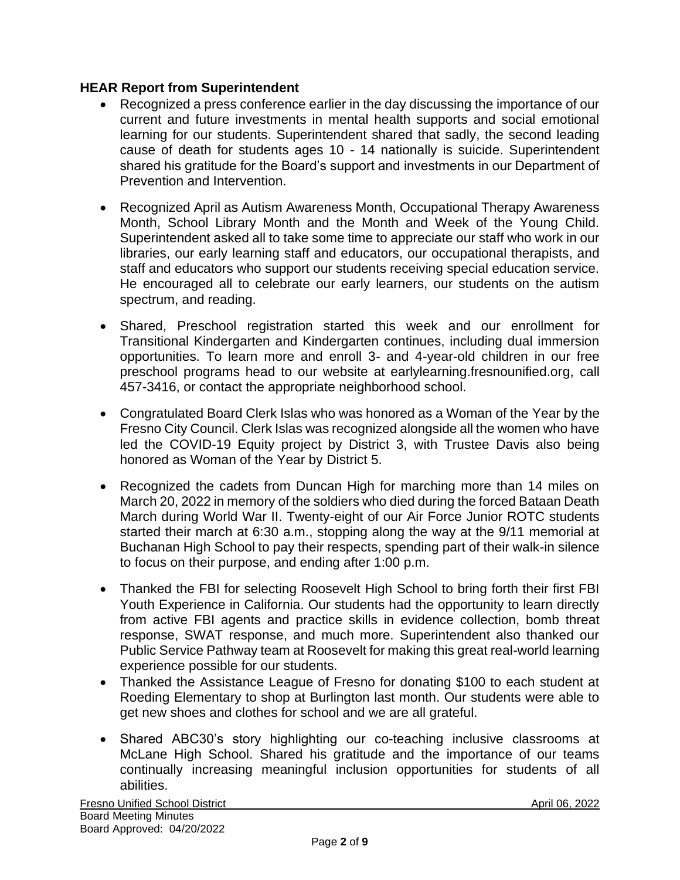**HEAR Report from Superintendent**

- Recognized a press conference earlier in the day discussing the importance of our current and future investments in mental health supports and social emotional learning for our students. Superintendent shared that sadly, the second leading cause of death for students ages 10 - 14 nationally is suicide. Superintendent shared his gratitude for the Board's support and investments in our Department of Prevention and Intervention.

- Recognized April as Autism Awareness Month, Occupational Therapy Awareness Month, School Library Month and the Month and Week of the Young Child. Superintendent asked all to take some time to appreciate our staff who work in our libraries, our early learning staff and educators, our occupational therapists, and staff and educators who support our students receiving special education service. He encouraged all to celebrate our early learners, our students on the autism spectrum, and reading.

- Shared, Preschool registration started this week and our enrollment for Transitional Kindergarten and Kindergarten continues, including dual immersion opportunities. To learn more and enroll 3- and 4-year-old children in our free preschool programs head to our website at earlylearning.fresnounified.org, call 457-3416, or contact the appropriate neighborhood school.

- Congratulated Board Clerk Islas who was honored as a Woman of the Year by the Fresno City Council. Clerk Islas was recognized alongside all the women who have led the COVID-19 Equity project by District 3, with Trustee Davis also being honored as Woman of the Year by District 5.

- Recognized the cadets from Duncan High for marching more than 14 miles on March 20, 2022 in memory of the soldiers who died during the forced Bataan Death March during World War II. Twenty-eight of our Air Force Junior ROTC students started their march at 6:30 a.m., stopping along the way at the 9/11 memorial at Buchanan High School to pay their respects, spending part of their walk-in silence to focus on their purpose, and ending after 1:00 p.m.

- Thanked the FBI for selecting Roosevelt High School to bring forth their first FBI Youth Experience in California. Our students had the opportunity to learn directly from active FBI agents and practice skills in evidence collection, bomb threat response, SWAT response, and much more. Superintendent also thanked our Public Service Pathway team at Roosevelt for making this great real-world learning experience possible for our students.
- Thanked the Assistance League of Fresno for donating $100 to each student at Roeding Elementary to shop at Burlington last month. Our students were able to get new shoes and clothes for school and we are all grateful.

- Shared ABC30's story highlighting our co-teaching inclusive classrooms at McLane High School. Shared his gratitude and the importance of our teams continually increasing meaningful inclusion opportunities for students of all abilities.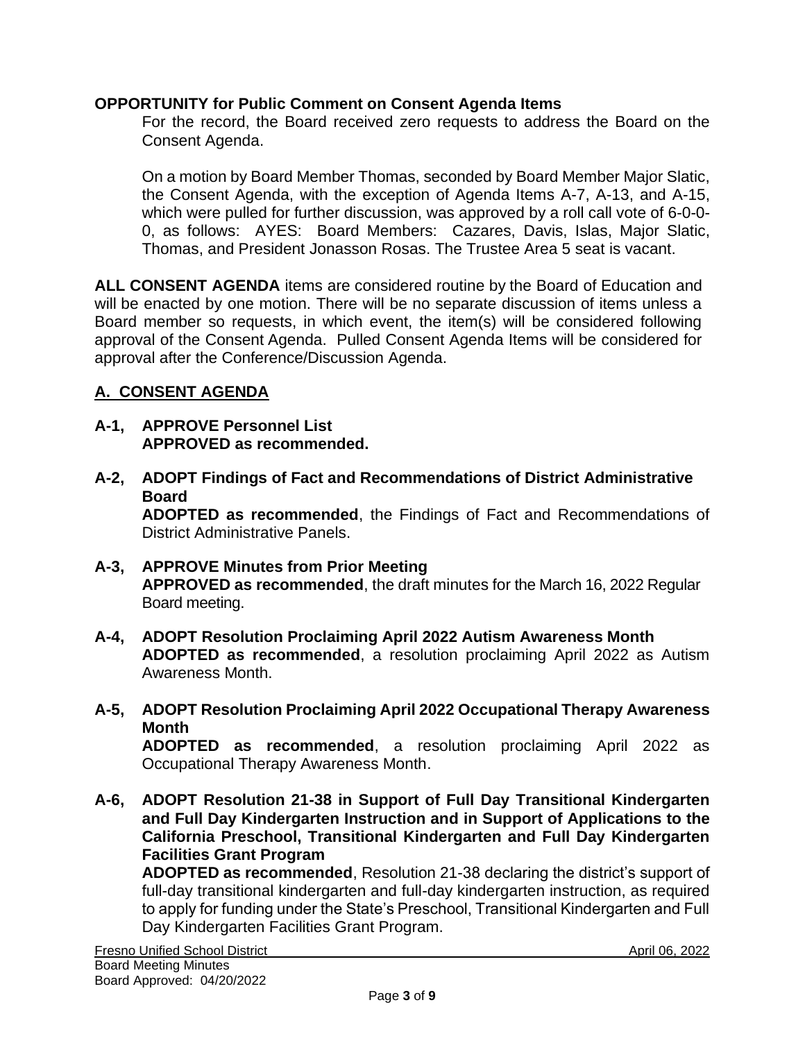**OPPORTUNITY for Public Comment on Consent Agenda Items**

For the record, the Board received zero requests to address the Board on the Consent Agenda.

On a motion by Board Member Thomas, seconded by Board Member Major Slatic, the Consent Agenda, with the exception of Agenda Items A-7, A-13, and A-15, which were pulled for further discussion, was approved by a roll call vote of 6-0-0-0, as follows: AYES: Board Members: Cazares, Davis, Islas, Major Slatic, Thomas, and President Jonasson Rosas. The Trustee Area 5 seat is vacant.

**ALL CONSENT AGENDA** items are considered routine by the Board of Education and will be enacted by one motion. There will be no separate discussion of items unless a Board member so requests, in which event, the item(s) will be considered following approval of the Consent Agenda. Pulled Consent Agenda Items will be considered for approval after the Conference/Discussion Agenda.

## A. CONSENT AGENDA

**A-1, APPROVE Personnel List**
**APPROVED as recommended.**

**A-2, ADOPT Findings of Fact and Recommendations of District Administrative Board**
**ADOPTED as recommended**, the Findings of Fact and Recommendations of District Administrative Panels.

**A-3, APPROVE Minutes from Prior Meeting**
**APPROVED as recommended**, the draft minutes for the March 16, 2022 Regular Board meeting.

**A-4, ADOPT Resolution Proclaiming April 2022 Autism Awareness Month**
**ADOPTED as recommended**, a resolution proclaiming April 2022 as Autism Awareness Month.

**A-5, ADOPT Resolution Proclaiming April 2022 Occupational Therapy Awareness Month**
**ADOPTED as recommended**, a resolution proclaiming April 2022 as Occupational Therapy Awareness Month.

**A-6, ADOPT Resolution 21-38 in Support of Full Day Transitional Kindergarten and Full Day Kindergarten Instruction and in Support of Applications to the California Preschool, Transitional Kindergarten and Full Day Kindergarten Facilities Grant Program**
**ADOPTED as recommended**, Resolution 21-38 declaring the district's support of full-day transitional kindergarten and full-day kindergarten instruction, as required to apply for funding under the State's Preschool, Transitional Kindergarten and Full Day Kindergarten Facilities Grant Program.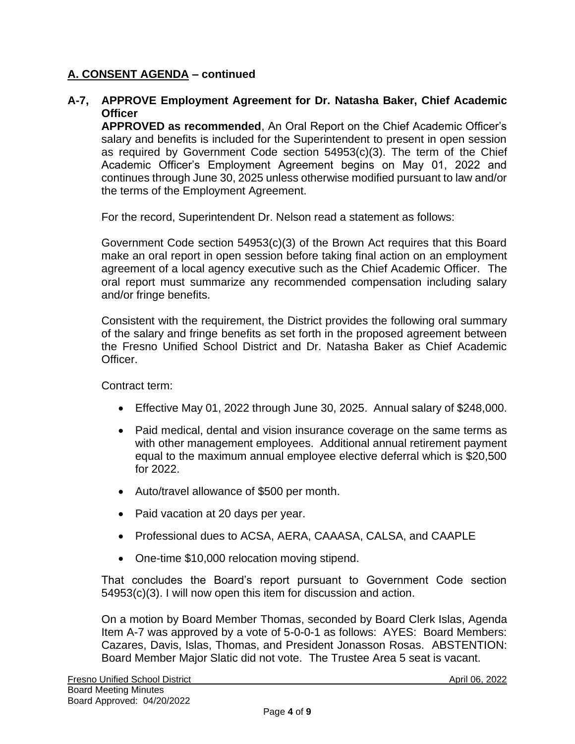## A. CONSENT AGENDA – continued

**A-7, APPROVE Employment Agreement for Dr. Natasha Baker, Chief Academic Officer**

**APPROVED as recommended**, An Oral Report on the Chief Academic Officer's salary and benefits is included for the Superintendent to present in open session as required by Government Code section 54953(c)(3). The term of the Chief Academic Officer's Employment Agreement begins on May 01, 2022 and continues through June 30, 2025 unless otherwise modified pursuant to law and/or the terms of the Employment Agreement.

For the record, Superintendent Dr. Nelson read a statement as follows:

Government Code section 54953(c)(3) of the Brown Act requires that this Board make an oral report in open session before taking final action on an employment agreement of a local agency executive such as the Chief Academic Officer. The oral report must summarize any recommended compensation including salary and/or fringe benefits.

Consistent with the requirement, the District provides the following oral summary of the salary and fringe benefits as set forth in the proposed agreement between the Fresno Unified School District and Dr. Natasha Baker as Chief Academic Officer.

Contract term:

- Effective May 01, 2022 through June 30, 2025. Annual salary of $248,000.
- Paid medical, dental and vision insurance coverage on the same terms as with other management employees. Additional annual retirement payment equal to the maximum annual employee elective deferral which is $20,500 for 2022.
- Auto/travel allowance of $500 per month.
- Paid vacation at 20 days per year.
- Professional dues to ACSA, AERA, CAAASA, CALSA, and CAAPLE
- One-time $10,000 relocation moving stipend.

That concludes the Board's report pursuant to Government Code section 54953(c)(3). I will now open this item for discussion and action.

On a motion by Board Member Thomas, seconded by Board Clerk Islas, Agenda Item A-7 was approved by a vote of 5-0-0-1 as follows: AYES: Board Members: Cazares, Davis, Islas, Thomas, and President Jonasson Rosas. ABSTENTION: Board Member Major Slatic did not vote. The Trustee Area 5 seat is vacant.

Fresno Unified School District
Board Meeting Minutes
Board Approved: 04/20/2022
April 06, 2022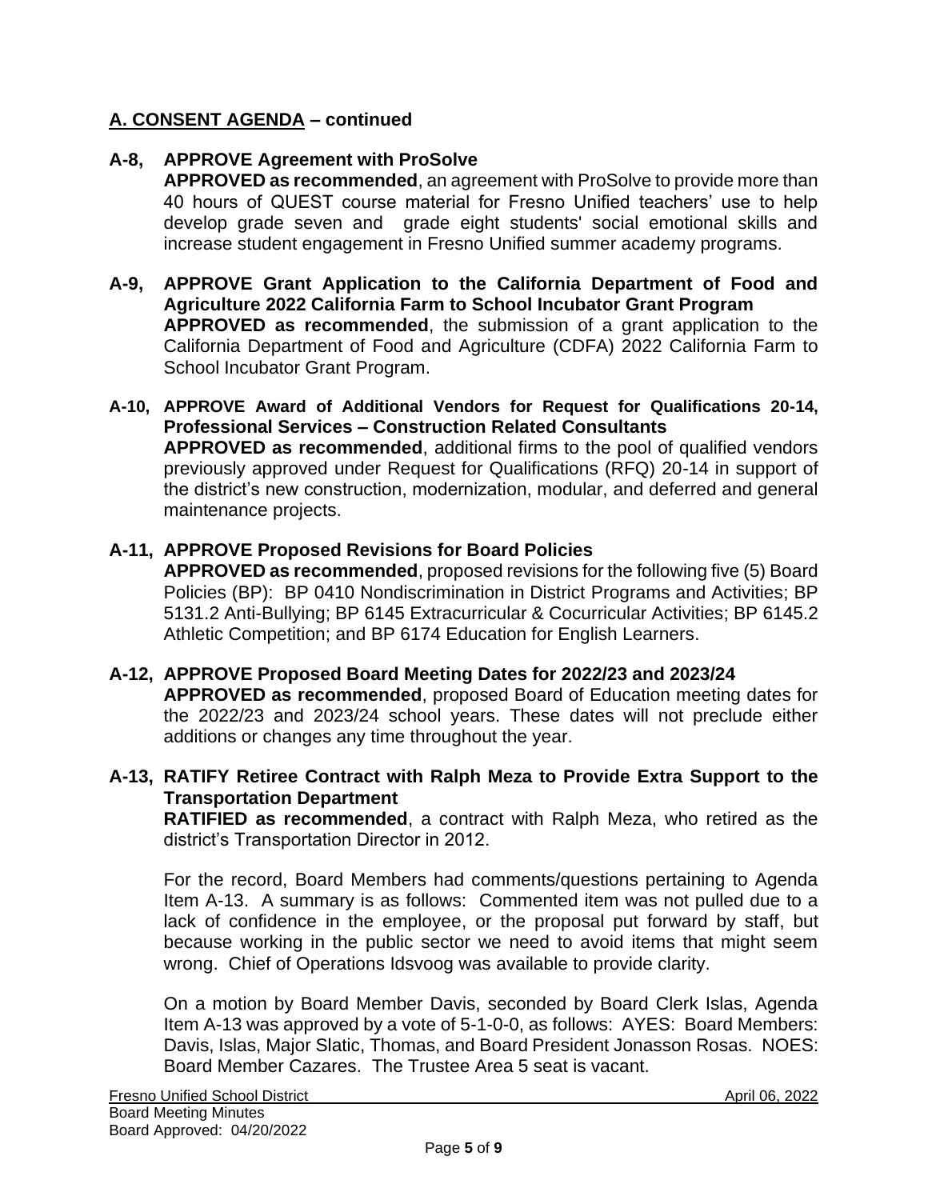## A. CONSENT AGENDA – continued

**A-8, APPROVE Agreement with ProSolve**
**APPROVED as recommended**, an agreement with ProSolve to provide more than 40 hours of QUEST course material for Fresno Unified teachers' use to help develop grade seven and grade eight students' social emotional skills and increase student engagement in Fresno Unified summer academy programs.

**A-9, APPROVE Grant Application to the California Department of Food and Agriculture 2022 California Farm to School Incubator Grant Program**
**APPROVED as recommended**, the submission of a grant application to the California Department of Food and Agriculture (CDFA) 2022 California Farm to School Incubator Grant Program.

**A-10, APPROVE Award of Additional Vendors for Request for Qualifications 20-14, Professional Services – Construction Related Consultants**
**APPROVED as recommended**, additional firms to the pool of qualified vendors previously approved under Request for Qualifications (RFQ) 20-14 in support of the district's new construction, modernization, modular, and deferred and general maintenance projects.

**A-11, APPROVE Proposed Revisions for Board Policies**
**APPROVED as recommended**, proposed revisions for the following five (5) Board Policies (BP): BP 0410 Nondiscrimination in District Programs and Activities; BP 5131.2 Anti-Bullying; BP 6145 Extracurricular & Cocurricular Activities; BP 6145.2 Athletic Competition; and BP 6174 Education for English Learners.

**A-12, APPROVE Proposed Board Meeting Dates for 2022/23 and 2023/24**
**APPROVED as recommended**, proposed Board of Education meeting dates for the 2022/23 and 2023/24 school years. These dates will not preclude either additions or changes any time throughout the year.

**A-13, RATIFY Retiree Contract with Ralph Meza to Provide Extra Support to the Transportation Department**
**RATIFIED as recommended**, a contract with Ralph Meza, who retired as the district's Transportation Director in 2012.

For the record, Board Members had comments/questions pertaining to Agenda Item A-13. A summary is as follows: Commented item was not pulled due to a lack of confidence in the employee, or the proposal put forward by staff, but because working in the public sector we need to avoid items that might seem wrong. Chief of Operations Idsvoog was available to provide clarity.

On a motion by Board Member Davis, seconded by Board Clerk Islas, Agenda Item A-13 was approved by a vote of 5-1-0-0, as follows: AYES: Board Members: Davis, Islas, Major Slatic, Thomas, and Board President Jonasson Rosas. NOES: Board Member Cazares. The Trustee Area 5 seat is vacant.

Fresno Unified School District
Board Meeting Minutes
Board Approved: 04/20/2022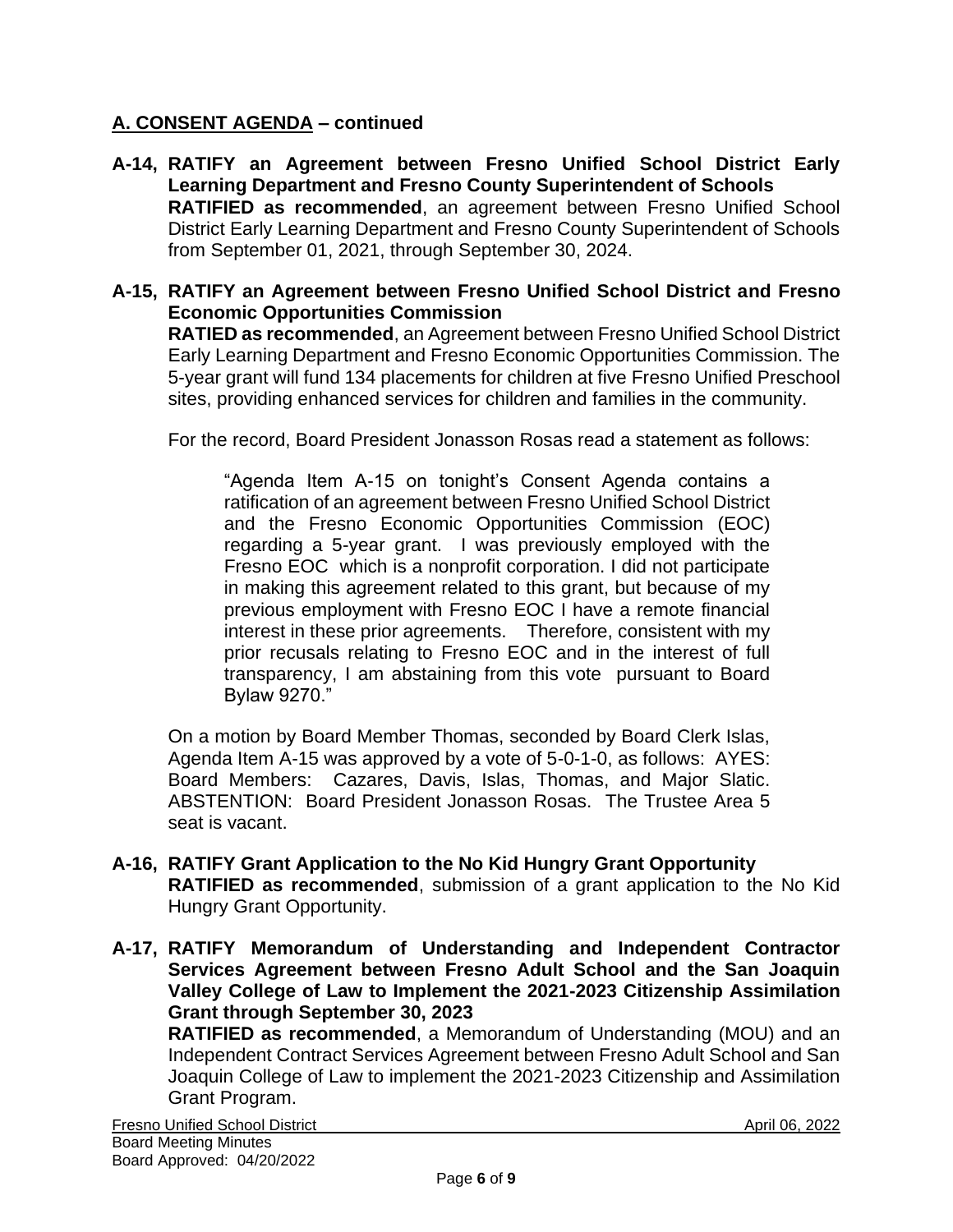## A. CONSENT AGENDA – continued

**A-14, RATIFY an Agreement between Fresno Unified School District Early Learning Department and Fresno County Superintendent of Schools**
**RATIFIED as recommended**, an agreement between Fresno Unified School District Early Learning Department and Fresno County Superintendent of Schools from September 01, 2021, through September 30, 2024.

**A-15, RATIFY an Agreement between Fresno Unified School District and Fresno Economic Opportunities Commission**
**RATIED as recommended**, an Agreement between Fresno Unified School District Early Learning Department and Fresno Economic Opportunities Commission. The 5-year grant will fund 134 placements for children at five Fresno Unified Preschool sites, providing enhanced services for children and families in the community.

For the record, Board President Jonasson Rosas read a statement as follows:

> "Agenda Item A-15 on tonight's Consent Agenda contains a ratification of an agreement between Fresno Unified School District and the Fresno Economic Opportunities Commission (EOC) regarding a 5-year grant. I was previously employed with the Fresno EOC which is a nonprofit corporation. I did not participate in making this agreement related to this grant, but because of my previous employment with Fresno EOC I have a remote financial interest in these prior agreements. Therefore, consistent with my prior recusals relating to Fresno EOC and in the interest of full transparency, I am abstaining from this vote pursuant to Board Bylaw 9270."

On a motion by Board Member Thomas, seconded by Board Clerk Islas, Agenda Item A-15 was approved by a vote of 5-0-1-0, as follows: AYES: Board Members: Cazares, Davis, Islas, Thomas, and Major Slatic. ABSTENTION: Board President Jonasson Rosas. The Trustee Area 5 seat is vacant.

**A-16, RATIFY Grant Application to the No Kid Hungry Grant Opportunity**
**RATIFIED as recommended**, submission of a grant application to the No Kid Hungry Grant Opportunity.

**A-17, RATIFY Memorandum of Understanding and Independent Contractor Services Agreement between Fresno Adult School and the San Joaquin Valley College of Law to Implement the 2021-2023 Citizenship Assimilation Grant through September 30, 2023**
**RATIFIED as recommended**, a Memorandum of Understanding (MOU) and an Independent Contract Services Agreement between Fresno Adult School and San Joaquin College of Law to implement the 2021-2023 Citizenship and Assimilation Grant Program.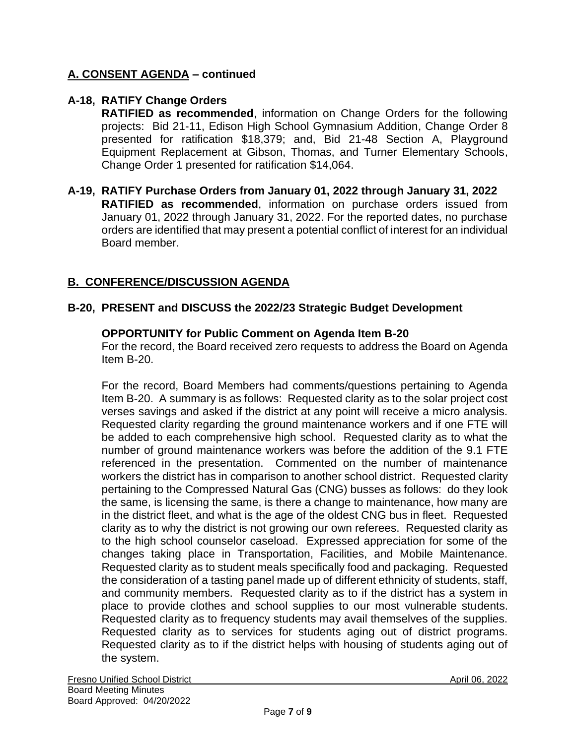## A. CONSENT AGENDA – continued

**A-18, RATIFY Change Orders**

**RATIFIED as recommended**, information on Change Orders for the following projects: Bid 21-11, Edison High School Gymnasium Addition, Change Order 8 presented for ratification $18,379; and, Bid 21-48 Section A, Playground Equipment Replacement at Gibson, Thomas, and Turner Elementary Schools, Change Order 1 presented for ratification $14,064.

**A-19, RATIFY Purchase Orders from January 01, 2022 through January 31, 2022**

**RATIFIED as recommended**, information on purchase orders issued from January 01, 2022 through January 31, 2022. For the reported dates, no purchase orders are identified that may present a potential conflict of interest for an individual Board member.

## B. CONFERENCE/DISCUSSION AGENDA

**B-20, PRESENT and DISCUSS the 2022/23 Strategic Budget Development**

**OPPORTUNITY for Public Comment on Agenda Item B-20**

For the record, the Board received zero requests to address the Board on Agenda Item B-20.

For the record, Board Members had comments/questions pertaining to Agenda Item B-20. A summary is as follows: Requested clarity as to the solar project cost verses savings and asked if the district at any point will receive a micro analysis. Requested clarity regarding the ground maintenance workers and if one FTE will be added to each comprehensive high school. Requested clarity as to what the number of ground maintenance workers was before the addition of the 9.1 FTE referenced in the presentation. Commented on the number of maintenance workers the district has in comparison to another school district. Requested clarity pertaining to the Compressed Natural Gas (CNG) busses as follows: do they look the same, is licensing the same, is there a change to maintenance, how many are in the district fleet, and what is the age of the oldest CNG bus in fleet. Requested clarity as to why the district is not growing our own referees. Requested clarity as to the high school counselor caseload. Expressed appreciation for some of the changes taking place in Transportation, Facilities, and Mobile Maintenance. Requested clarity as to student meals specifically food and packaging. Requested the consideration of a tasting panel made up of different ethnicity of students, staff, and community members. Requested clarity as to if the district has a system in place to provide clothes and school supplies to our most vulnerable students. Requested clarity as to frequency students may avail themselves of the supplies. Requested clarity as to services for students aging out of district programs. Requested clarity as to if the district helps with housing of students aging out of the system.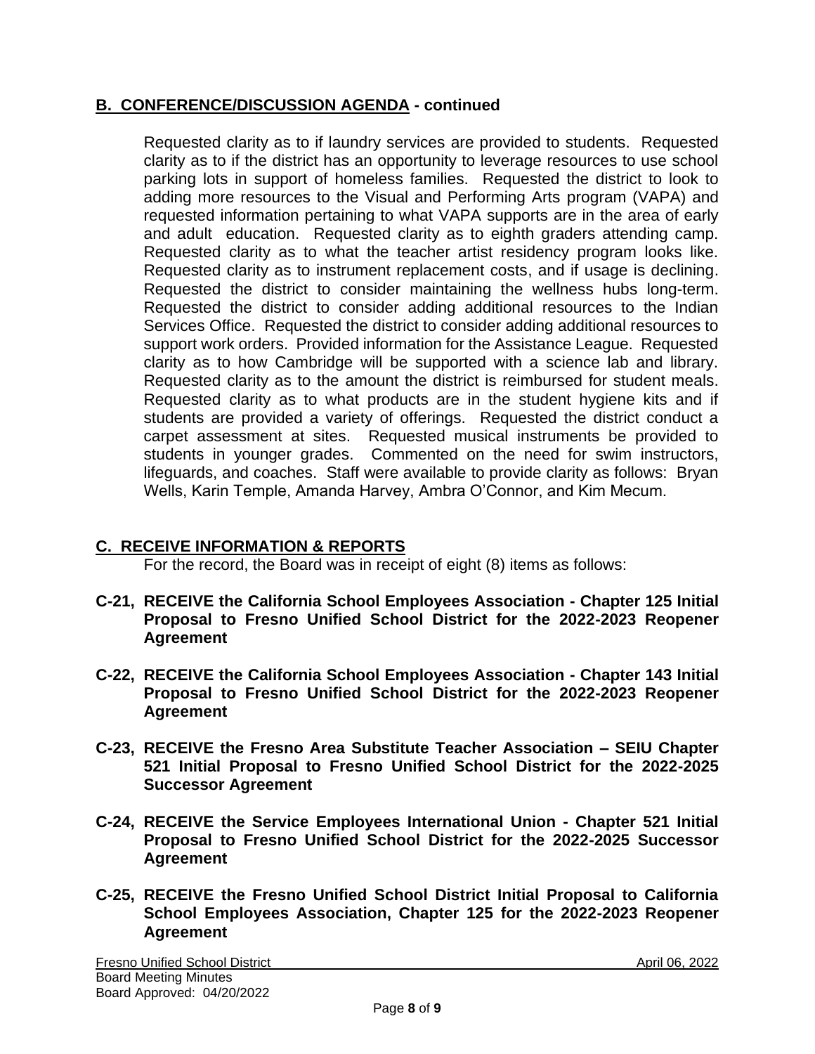## B. CONFERENCE/DISCUSSION AGENDA - continued

Requested clarity as to if laundry services are provided to students. Requested clarity as to if the district has an opportunity to leverage resources to use school parking lots in support of homeless families. Requested the district to look to adding more resources to the Visual and Performing Arts program (VAPA) and requested information pertaining to what VAPA supports are in the area of early and adult education. Requested clarity as to eighth graders attending camp. Requested clarity as to what the teacher artist residency program looks like. Requested clarity as to instrument replacement costs, and if usage is declining. Requested the district to consider maintaining the wellness hubs long-term. Requested the district to consider adding additional resources to the Indian Services Office. Requested the district to consider adding additional resources to support work orders. Provided information for the Assistance League. Requested clarity as to how Cambridge will be supported with a science lab and library. Requested clarity as to the amount the district is reimbursed for student meals. Requested clarity as to what products are in the student hygiene kits and if students are provided a variety of offerings. Requested the district conduct a carpet assessment at sites. Requested musical instruments be provided to students in younger grades. Commented on the need for swim instructors, lifeguards, and coaches. Staff were available to provide clarity as follows: Bryan Wells, Karin Temple, Amanda Harvey, Ambra O'Connor, and Kim Mecum.

## C. RECEIVE INFORMATION & REPORTS

For the record, the Board was in receipt of eight (8) items as follows:

**C-21, RECEIVE the California School Employees Association - Chapter 125 Initial Proposal to Fresno Unified School District for the 2022-2023 Reopener Agreement**

**C-22, RECEIVE the California School Employees Association - Chapter 143 Initial Proposal to Fresno Unified School District for the 2022-2023 Reopener Agreement**

**C-23, RECEIVE the Fresno Area Substitute Teacher Association – SEIU Chapter 521 Initial Proposal to Fresno Unified School District for the 2022-2025 Successor Agreement**

**C-24, RECEIVE the Service Employees International Union - Chapter 521 Initial Proposal to Fresno Unified School District for the 2022-2025 Successor Agreement**

**C-25, RECEIVE the Fresno Unified School District Initial Proposal to California School Employees Association, Chapter 125 for the 2022-2023 Reopener Agreement**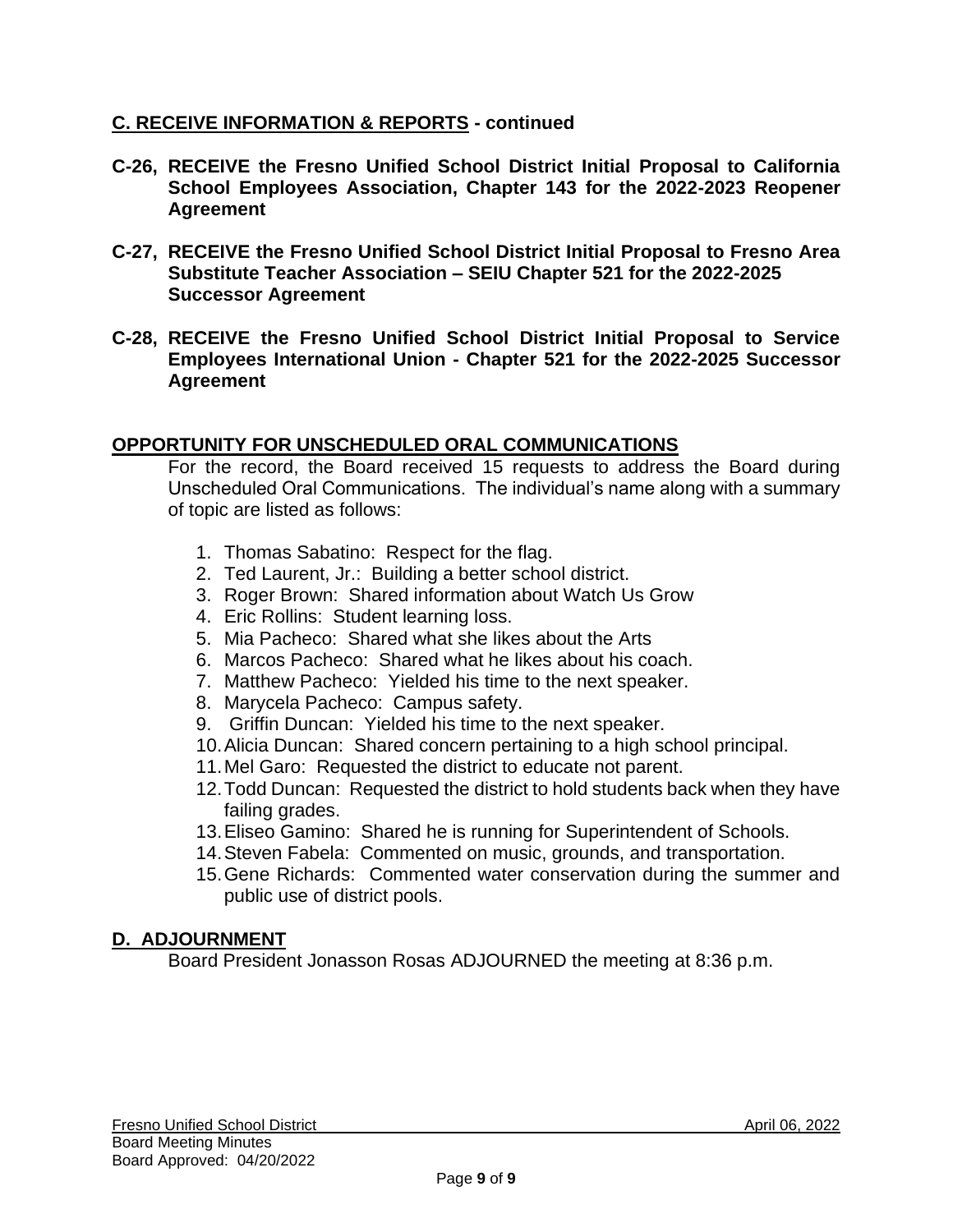## **C. RECEIVE INFORMATION & REPORTS** - continued

**C-26, RECEIVE the Fresno Unified School District Initial Proposal to California School Employees Association, Chapter 143 for the 2022-2023 Reopener Agreement**

**C-27, RECEIVE the Fresno Unified School District Initial Proposal to Fresno Area Substitute Teacher Association – SEIU Chapter 521 for the 2022-2025 Successor Agreement**

**C-28, RECEIVE the Fresno Unified School District Initial Proposal to Service Employees International Union - Chapter 521 for the 2022-2025 Successor Agreement**

## **OPPORTUNITY FOR UNSCHEDULED ORAL COMMUNICATIONS**

For the record, the Board received 15 requests to address the Board during Unscheduled Oral Communications. The individual's name along with a summary of topic are listed as follows:

1. Thomas Sabatino: Respect for the flag.
2. Ted Laurent, Jr.: Building a better school district.
3. Roger Brown: Shared information about Watch Us Grow
4. Eric Rollins: Student learning loss.
5. Mia Pacheco: Shared what she likes about the Arts
6. Marcos Pacheco: Shared what he likes about his coach.
7. Matthew Pacheco: Yielded his time to the next speaker.
8. Marycela Pacheco: Campus safety.
9. Griffin Duncan: Yielded his time to the next speaker.
10. Alicia Duncan: Shared concern pertaining to a high school principal.
11. Mel Garo: Requested the district to educate not parent.
12. Todd Duncan: Requested the district to hold students back when they have failing grades.
13. Eliseo Gamino: Shared he is running for Superintendent of Schools.
14. Steven Fabela: Commented on music, grounds, and transportation.
15. Gene Richards: Commented water conservation during the summer and public use of district pools.

## **D. ADJOURNMENT**

Board President Jonasson Rosas ADJOURNED the meeting at 8:36 p.m.